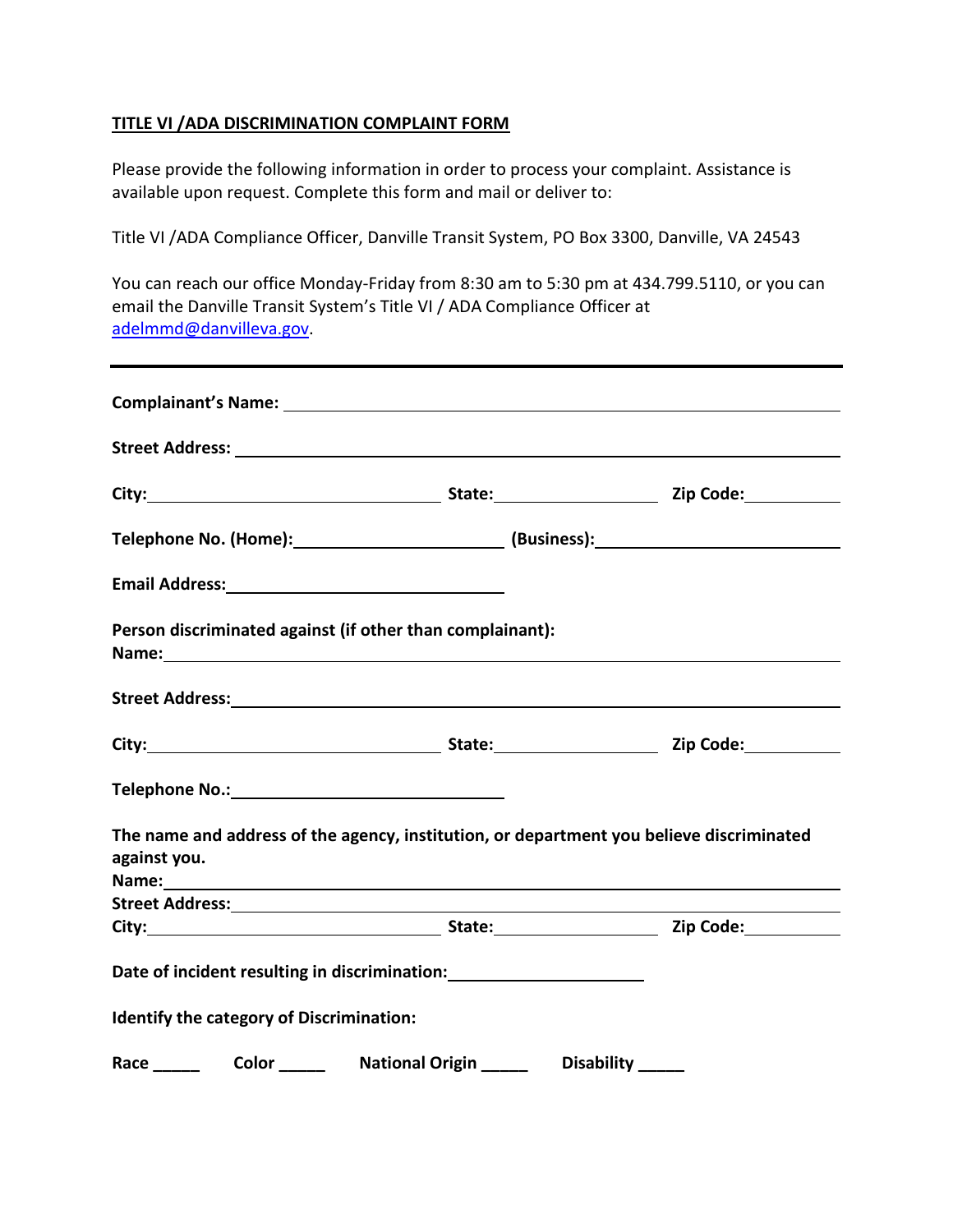**TITLE VI /ADA DISCRIMINATION COMPLAINT FORM**

Please provide the following information in order to process your complaint. Assistance is available upon request. Complete this form and mail or deliver to:

Title VI /ADA Compliance Officer, Danville Transit System, PO Box 3300, Danville, VA 24543

You can reach our office Monday-Friday from 8:30 am to 5:30 pm at 434.799.5110, or you can email the Danville Transit System's Title VI / ADA Compliance Officer at [adelmmd@danvilleva.gov](mailto:adelmmd@danvilleva.gov).

---

**Complainant's Name:** ____________________________________________

**Street Address:** ____________________________________________

**City:** ______________________ **State:** ____________ **Zip Code:** ________

**Telephone No. (Home):** ______________ **(Business):** ______________

**Email Address:** ______________________

**Person discriminated against (if other than complainant):**
**Name:** ____________________________________________

**Street Address:** ____________________________________________

**City:** ______________________ **State:** ____________ **Zip Code:** ________

**Telephone No.:** ______________________

**The name and address of the agency, institution, or department you believe discriminated against you.**
**Name:** ____________________________________________
**Street Address:** ____________________________________________
**City:** ______________________ **State:** ____________ **Zip Code:** ________

**Date of incident resulting in discrimination:** ______________

**Identify the category of Discrimination:**

**Race** _____ **Color** _____ **National Origin** _____ **Disability** _____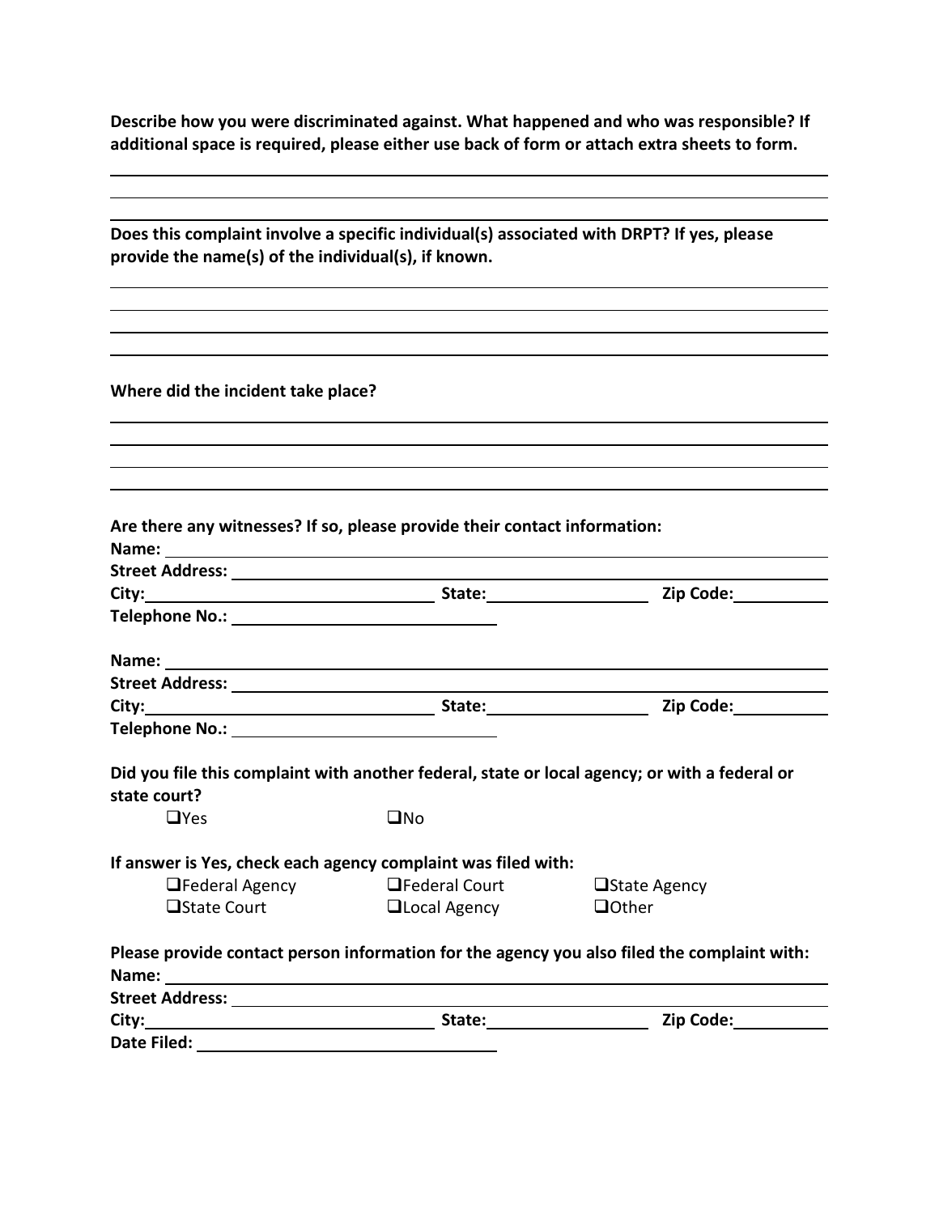**Describe how you were discriminated against. What happened and who was responsible? If additional space is required, please either use back of form or attach extra sheets to form.**

______________________________________________________________________________

______________________________________________________________________________

______________________________________________________________________________

**Does this complaint involve a specific individual(s) associated with DRPT? If yes, please provide the name(s) of the individual(s), if known.**

______________________________________________________________________________

______________________________________________________________________________

______________________________________________________________________________

______________________________________________________________________________

**Where did the incident take place?**

______________________________________________________________________________

______________________________________________________________________________

______________________________________________________________________________

______________________________________________________________________________

**Are there any witnesses? If so, please provide their contact information:**

**Name:** ______________________________

**Street Address:** ______________________________

**City:** ______________________ **State:** ______________ **Zip Code:** __________

**Telephone No.:** ______________________

**Name:** ______________________________

**Street Address:** ______________________________

**City:** ______________________ **State:** ______________ **Zip Code:** __________

**Telephone No.:** ______________________

**Did you file this complaint with another federal, state or local agency; or with a federal or state court?**

☐Yes ☐No

**If answer is Yes, check each agency complaint was filed with:**

☐Federal Agency ☐Federal Court ☐State Agency

☐State Court ☐Local Agency ☐Other

**Please provide contact person information for the agency you also filed the complaint with:**

**Name:** ______________________________

**Street Address:** ______________________________

**City:** ______________________ **State:** ______________ **Zip Code:** __________

**Date Filed:** ______________________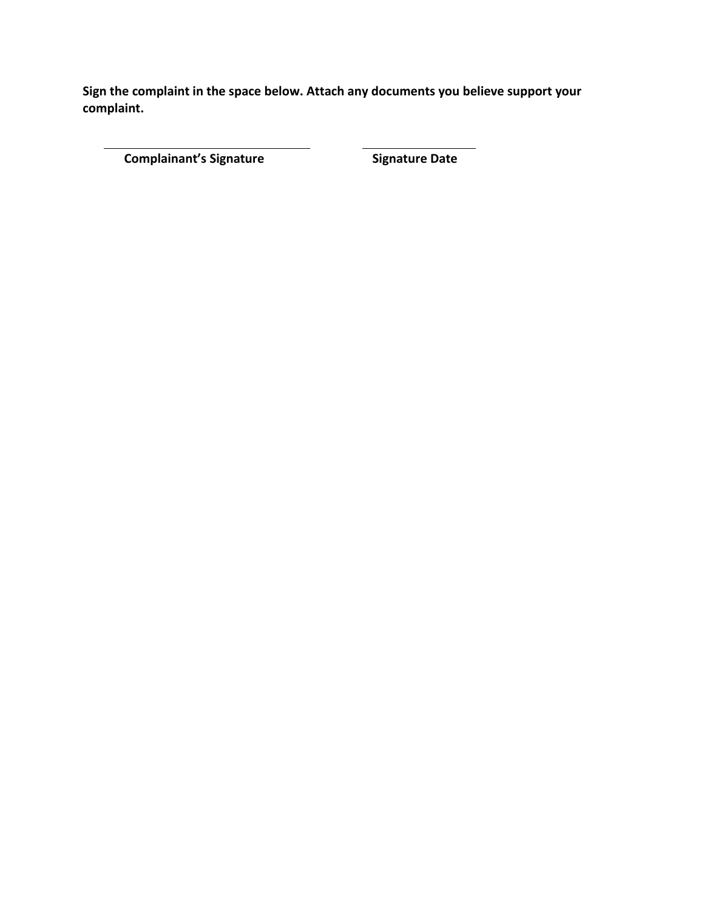**Sign the complaint in the space below. Attach any documents you believe support your complaint.**

\_\_\_\_\_\_\_\_\_\_\_\_\_\_\_\_\_\_\_\_\_\_\_\_\_\_\_\_\_\_\_\_ \_\_\_\_\_\_\_\_\_\_\_\_\_\_\_\_\_\_

**Complainant's Signature** **Signature Date**